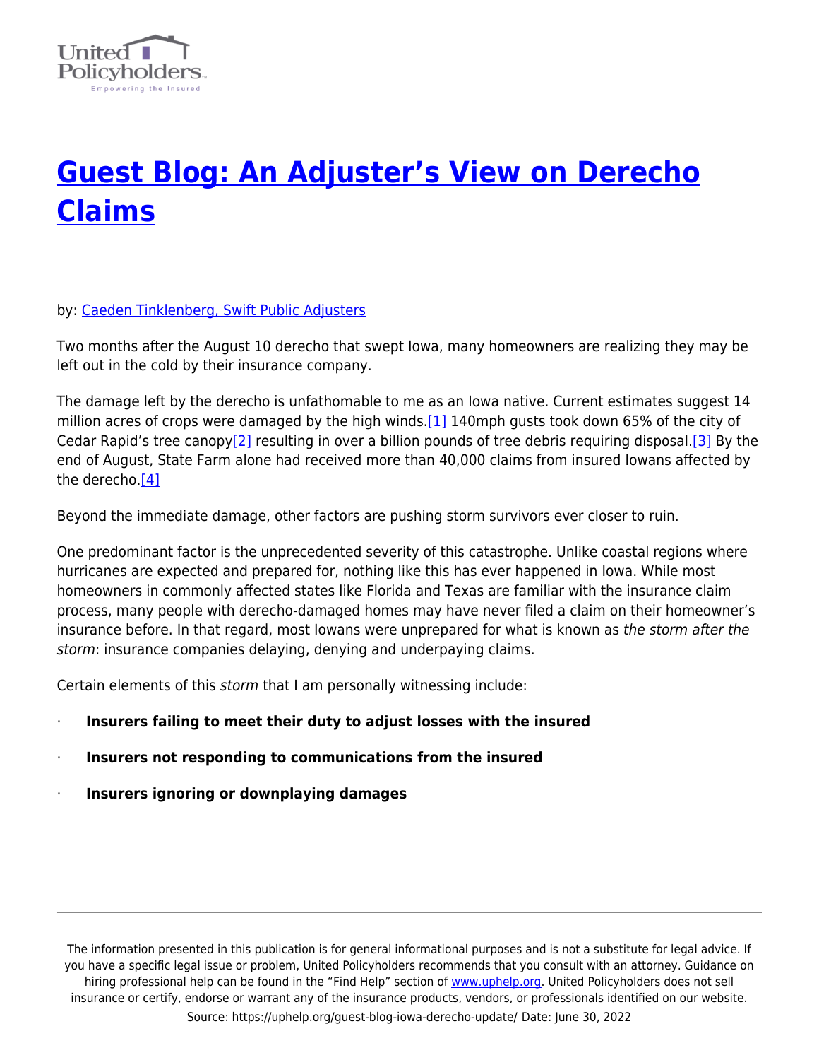# Guest Blog: An Adjuster's View on Derecho Claims

by: Caeden Tinklenberg, Swift Public Adjusters

Two months after the August 10 derecho that swept Iowa, many homeowners are realizing they may be left out in the cold by their insurance company.

The damage left by the derecho is unfathomable to me as an Iowa native. Current estimates suggest 14 million acres of crops were damaged by the high winds.[1] 140mph gusts took down 65% of the city of Cedar Rapid's tree canopy[2] resulting in over a billion pounds of tree debris requiring disposal.[3] By the end of August, State Farm alone had received more than 40,000 claims from insured Iowans affected by the derecho.[4]

Beyond the immediate damage, other factors are pushing storm survivors ever closer to ruin.

One predominant factor is the unprecedented severity of this catastrophe. Unlike coastal regions where hurricanes are expected and prepared for, nothing like this has ever happened in Iowa. While most homeowners in commonly affected states like Florida and Texas are familiar with the insurance claim process, many people with derecho-damaged homes may have never filed a claim on their homeowner's insurance before. In that regard, most Iowans were unprepared for what is known as *the storm after the storm*: insurance companies delaying, denying and underpaying claims.

Certain elements of this *storm* that I am personally witnessing include:

- **Insurers failing to meet their duty to adjust losses with the insured**
- **Insurers not responding to communications from the insured**
- **Insurers ignoring or downplaying damages**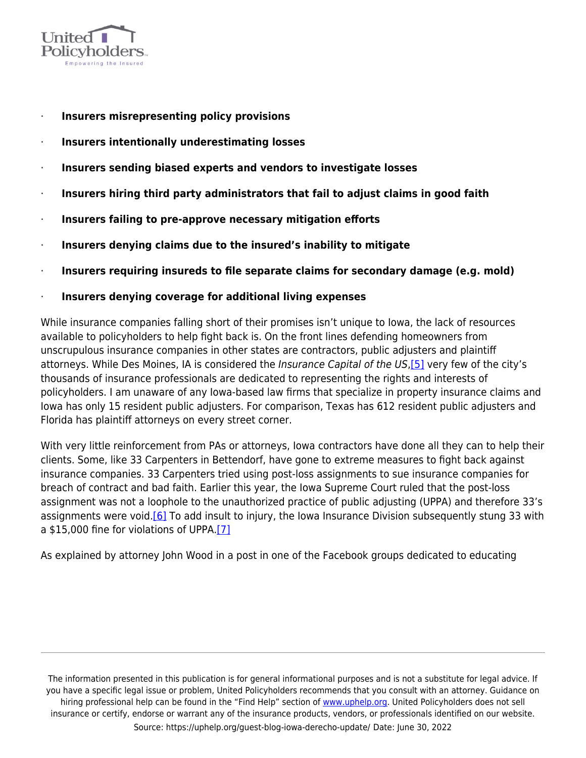- **Insurers misrepresenting policy provisions**
- **Insurers intentionally underestimating losses**
- **Insurers sending biased experts and vendors to investigate losses**
- **Insurers hiring third party administrators that fail to adjust claims in good faith**
- **Insurers failing to pre-approve necessary mitigation efforts**
- **Insurers denying claims due to the insured's inability to mitigate**
- **Insurers requiring insureds to file separate claims for secondary damage (e.g. mold)**
- **Insurers denying coverage for additional living expenses**

While insurance companies falling short of their promises isn't unique to Iowa, the lack of resources available to policyholders to help fight back is. On the front lines defending homeowners from unscrupulous insurance companies in other states are contractors, public adjusters and plaintiff attorneys. While Des Moines, IA is considered the *Insurance Capital of the US*,[5] very few of the city's thousands of insurance professionals are dedicated to representing the rights and interests of policyholders. I am unaware of any Iowa-based law firms that specialize in property insurance claims and Iowa has only 15 resident public adjusters. For comparison, Texas has 612 resident public adjusters and Florida has plaintiff attorneys on every street corner.

With very little reinforcement from PAs or attorneys, Iowa contractors have done all they can to help their clients. Some, like 33 Carpenters in Bettendorf, have gone to extreme measures to fight back against insurance companies. 33 Carpenters tried using post-loss assignments to sue insurance companies for breach of contract and bad faith. Earlier this year, the Iowa Supreme Court ruled that the post-loss assignment was not a loophole to the unauthorized practice of public adjusting (UPPA) and therefore 33's assignments were void.[6] To add insult to injury, the Iowa Insurance Division subsequently stung 33 with a $15,000 fine for violations of UPPA.[7]

As explained by attorney John Wood in a post in one of the Facebook groups dedicated to educating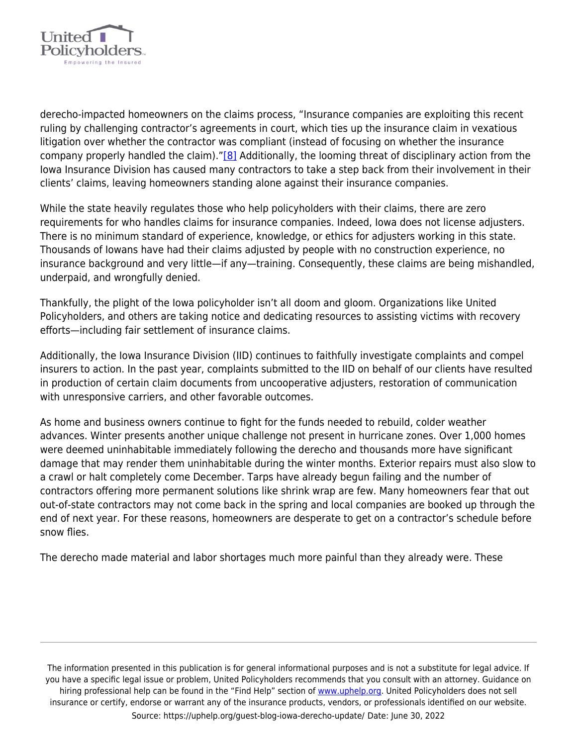derecho-impacted homeowners on the claims process, “Insurance companies are exploiting this recent ruling by challenging contractor’s agreements in court, which ties up the insurance claim in vexatious litigation over whether the contractor was compliant (instead of focusing on whether the insurance company properly handled the claim).”[8] Additionally, the looming threat of disciplinary action from the Iowa Insurance Division has caused many contractors to take a step back from their involvement in their clients’ claims, leaving homeowners standing alone against their insurance companies.

While the state heavily regulates those who help policyholders with their claims, there are zero requirements for who handles claims for insurance companies. Indeed, Iowa does not license adjusters. There is no minimum standard of experience, knowledge, or ethics for adjusters working in this state. Thousands of Iowans have had their claims adjusted by people with no construction experience, no insurance background and very little—if any—training. Consequently, these claims are being mishandled, underpaid, and wrongfully denied.

Thankfully, the plight of the Iowa policyholder isn’t all doom and gloom. Organizations like United Policyholders, and others are taking notice and dedicating resources to assisting victims with recovery efforts—including fair settlement of insurance claims.

Additionally, the Iowa Insurance Division (IID) continues to faithfully investigate complaints and compel insurers to action. In the past year, complaints submitted to the IID on behalf of our clients have resulted in production of certain claim documents from uncooperative adjusters, restoration of communication with unresponsive carriers, and other favorable outcomes.

As home and business owners continue to fight for the funds needed to rebuild, colder weather advances. Winter presents another unique challenge not present in hurricane zones. Over 1,000 homes were deemed uninhabitable immediately following the derecho and thousands more have significant damage that may render them uninhabitable during the winter months. Exterior repairs must also slow to a crawl or halt completely come December. Tarps have already begun failing and the number of contractors offering more permanent solutions like shrink wrap are few. Many homeowners fear that out out-of-state contractors may not come back in the spring and local companies are booked up through the end of next year. For these reasons, homeowners are desperate to get on a contractor’s schedule before snow flies.

The derecho made material and labor shortages much more painful than they already were. These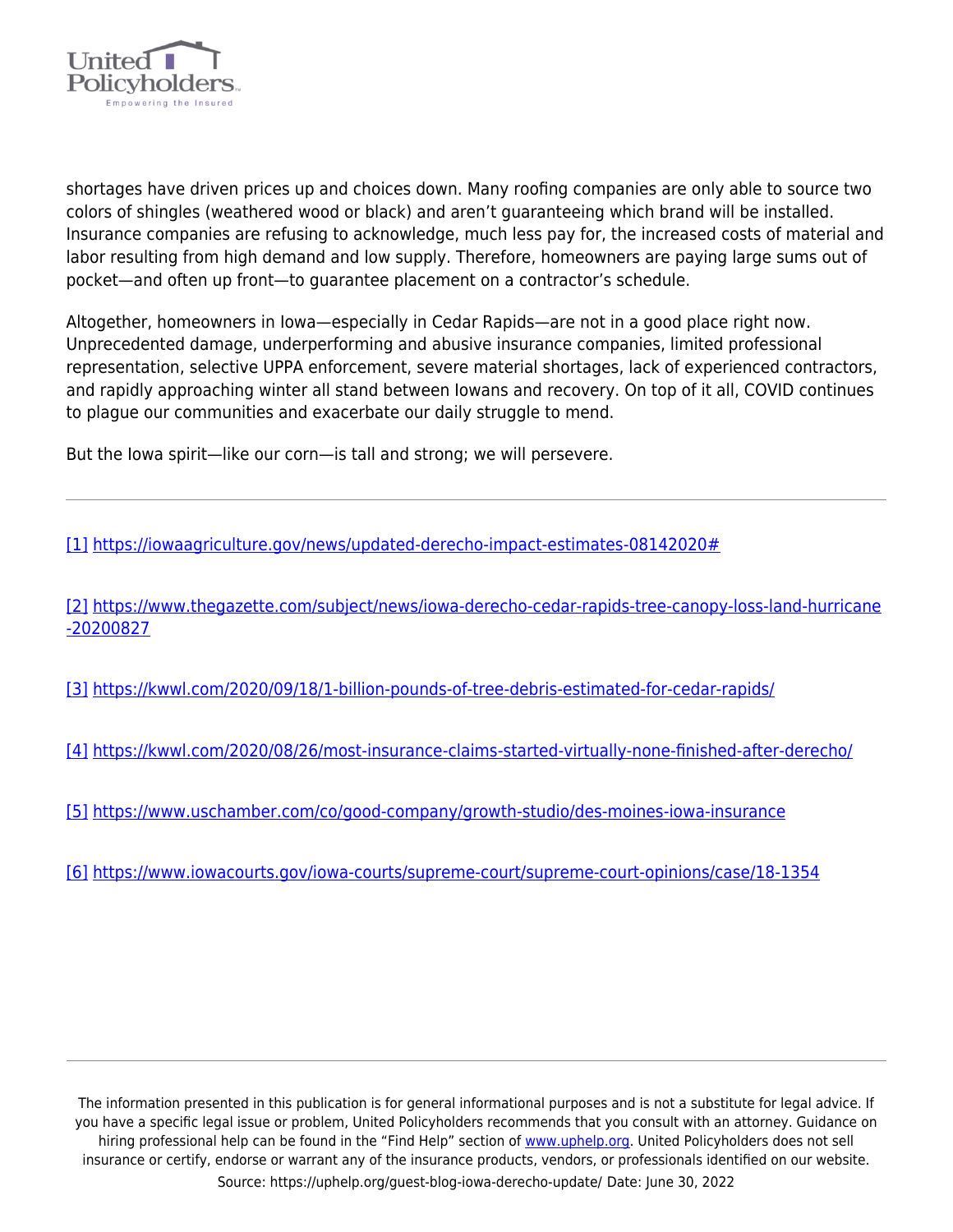shortages have driven prices up and choices down. Many roofing companies are only able to source two colors of shingles (weathered wood or black) and aren't guaranteeing which brand will be installed. Insurance companies are refusing to acknowledge, much less pay for, the increased costs of material and labor resulting from high demand and low supply. Therefore, homeowners are paying large sums out of pocket—and often up front—to guarantee placement on a contractor's schedule.

Altogether, homeowners in Iowa—especially in Cedar Rapids—are not in a good place right now. Unprecedented damage, underperforming and abusive insurance companies, limited professional representation, selective UPPA enforcement, severe material shortages, lack of experienced contractors, and rapidly approaching winter all stand between Iowans and recovery. On top of it all, COVID continues to plague our communities and exacerbate our daily struggle to mend.

But the Iowa spirit—like our corn—is tall and strong; we will persevere.

---

[1] https://iowaagriculture.gov/news/updated-derecho-impact-estimates-08142020#

[2] https://www.thegazette.com/subject/news/iowa-derecho-cedar-rapids-tree-canopy-loss-land-hurricane-20200827

[3] https://kwwl.com/2020/09/18/1-billion-pounds-of-tree-debris-estimated-for-cedar-rapids/

[4] https://kwwl.com/2020/08/26/most-insurance-claims-started-virtually-none-finished-after-derecho/

[5] https://www.uschamber.com/co/good-company/growth-studio/des-moines-iowa-insurance

[6] https://www.iowacourts.gov/iowa-courts/supreme-court/supreme-court-opinions/case/18-1354

---

The information presented in this publication is for general informational purposes and is not a substitute for legal advice. If you have a specific legal issue or problem, United Policyholders recommends that you consult with an attorney. Guidance on hiring professional help can be found in the "Find Help" section of www.uphelp.org. United Policyholders does not sell insurance or certify, endorse or warrant any of the insurance products, vendors, or professionals identified on our website.

Source: https://uphelp.org/guest-blog-iowa-derecho-update/ Date: June 30, 2022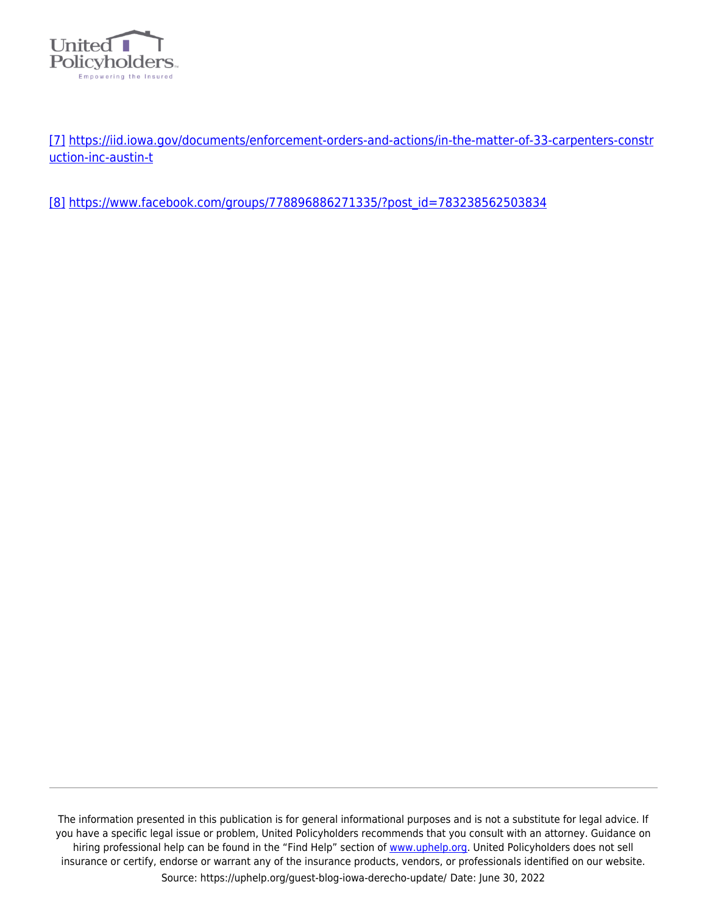[7] https://iid.iowa.gov/documents/enforcement-orders-and-actions/in-the-matter-of-33-carpenters-construction-inc-austin-t

[8] https://www.facebook.com/groups/778896886271335/?post_id=783238562503834